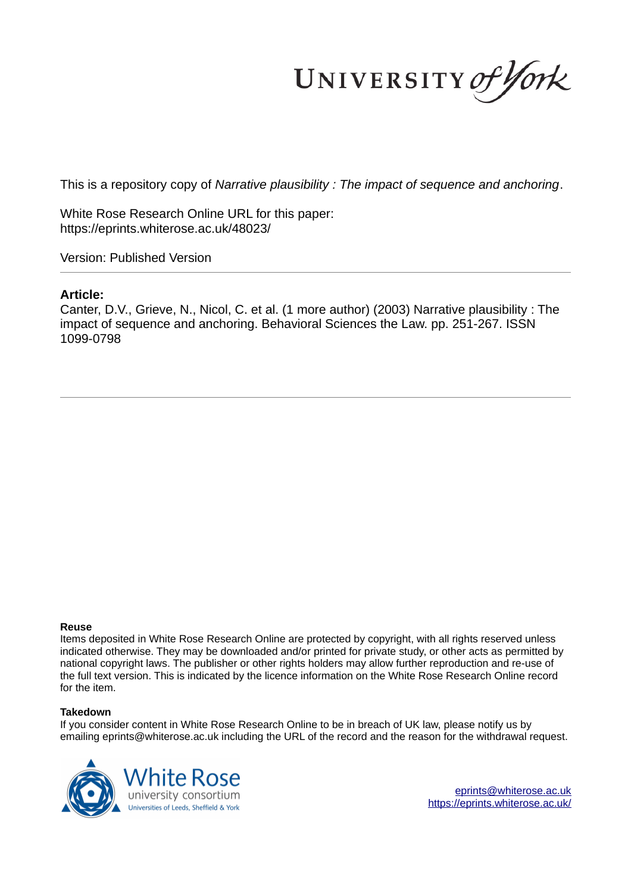UNIVERSITY of York

This is a repository copy of *Narrative plausibility : The impact of sequence and anchoring*.

White Rose Research Online URL for this paper:
https://eprints.whiterose.ac.uk/48023/

Version: Published Version

**Article:**

Canter, D.V., Grieve, N., Nicol, C. et al. (1 more author) (2003) Narrative plausibility : The impact of sequence and anchoring. Behavioral Sciences the Law. pp. 251-267. ISSN 1099-0798

**Reuse**

Items deposited in White Rose Research Online are protected by copyright, with all rights reserved unless indicated otherwise. They may be downloaded and/or printed for private study, or other acts as permitted by national copyright laws. The publisher or other rights holders may allow further reproduction and re-use of the full text version. This is indicated by the licence information on the White Rose Research Online record for the item.

**Takedown**

If you consider content in White Rose Research Online to be in breach of UK law, please notify us by emailing eprints@whiterose.ac.uk including the URL of the record and the reason for the withdrawal request.

White Rose university consortium
Universities of Leeds, Sheffield & York

eprints@whiterose.ac.uk
https://eprints.whiterose.ac.uk/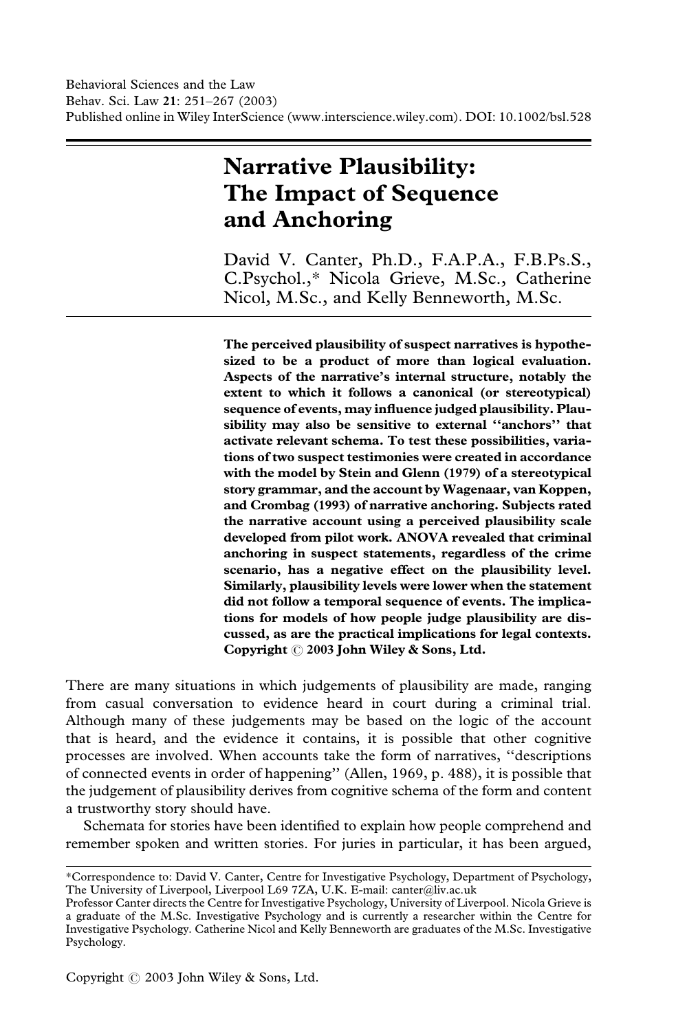# Narrative Plausibility: The Impact of Sequence and Anchoring

David V. Canter, Ph.D., F.A.P.A., F.B.Ps.S., C.Psychol.,* Nicola Grieve, M.Sc., Catherine Nicol, M.Sc., and Kelly Benneworth, M.Sc.

**The perceived plausibility of suspect narratives is hypothesized to be a product of more than logical evaluation. Aspects of the narrative's internal structure, notably the extent to which it follows a canonical (or stereotypical) sequence of events, may influence judged plausibility. Plausibility may also be sensitive to external ''anchors'' that activate relevant schema. To test these possibilities, variations of two suspect testimonies were created in accordance with the model by Stein and Glenn (1979) of a stereotypical story grammar, and the account by Wagenaar, van Koppen, and Crombag (1993) of narrative anchoring. Subjects rated the narrative account using a perceived plausibility scale developed from pilot work. ANOVA revealed that criminal anchoring in suspect statements, regardless of the crime scenario, has a negative effect on the plausibility level. Similarly, plausibility levels were lower when the statement did not follow a temporal sequence of events. The implications for models of how people judge plausibility are discussed, as are the practical implications for legal contexts. Copyright © 2003 John Wiley & Sons, Ltd.**

There are many situations in which judgements of plausibility are made, ranging from casual conversation to evidence heard in court during a criminal trial. Although many of these judgements may be based on the logic of the account that is heard, and the evidence it contains, it is possible that other cognitive processes are involved. When accounts take the form of narratives, ''descriptions of connected events in order of happening'' (Allen, 1969, p. 488), it is possible that the judgement of plausibility derives from cognitive schema of the form and content a trustworthy story should have.

Schemata for stories have been identified to explain how people comprehend and remember spoken and written stories. For juries in particular, it has been argued,

---

*Correspondence to: David V. Canter, Centre for Investigative Psychology, Department of Psychology, The University of Liverpool, Liverpool L69 7ZA, U.K. E-mail: canter@liv.ac.uk

Professor Canter directs the Centre for Investigative Psychology, University of Liverpool. Nicola Grieve is a graduate of the M.Sc. Investigative Psychology and is currently a researcher within the Centre for Investigative Psychology. Catherine Nicol and Kelly Benneworth are graduates of the M.Sc. Investigative Psychology.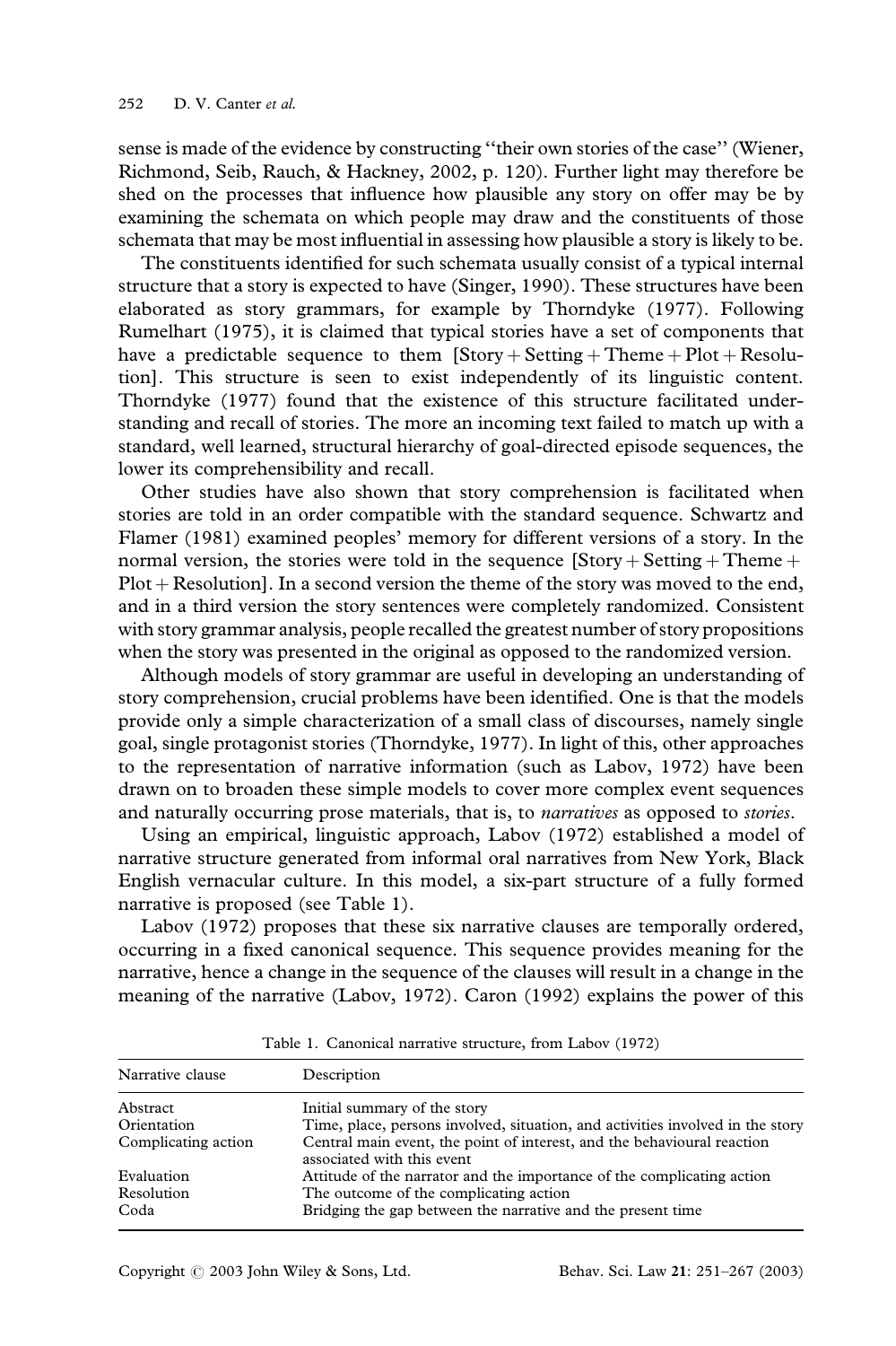sense is made of the evidence by constructing "their own stories of the case" (Wiener, Richmond, Seib, Rauch, & Hackney, 2002, p. 120). Further light may therefore be shed on the processes that influence how plausible any story on offer may be by examining the schemata on which people may draw and the constituents of those schemata that may be most influential in assessing how plausible a story is likely to be.

The constituents identified for such schemata usually consist of a typical internal structure that a story is expected to have (Singer, 1990). These structures have been elaborated as story grammars, for example by Thorndyke (1977). Following Rumelhart (1975), it is claimed that typical stories have a set of components that have a predictable sequence to them [Story + Setting + Theme + Plot + Resolution]. This structure is seen to exist independently of its linguistic content. Thorndyke (1977) found that the existence of this structure facilitated understanding and recall of stories. The more an incoming text failed to match up with a standard, well learned, structural hierarchy of goal-directed episode sequences, the lower its comprehensibility and recall.

Other studies have also shown that story comprehension is facilitated when stories are told in an order compatible with the standard sequence. Schwartz and Flamer (1981) examined peoples' memory for different versions of a story. In the normal version, the stories were told in the sequence [Story + Setting + Theme + Plot + Resolution]. In a second version the theme of the story was moved to the end, and in a third version the story sentences were completely randomized. Consistent with story grammar analysis, people recalled the greatest number of story propositions when the story was presented in the original as opposed to the randomized version.

Although models of story grammar are useful in developing an understanding of story comprehension, crucial problems have been identified. One is that the models provide only a simple characterization of a small class of discourses, namely single goal, single protagonist stories (Thorndyke, 1977). In light of this, other approaches to the representation of narrative information (such as Labov, 1972) have been drawn on to broaden these simple models to cover more complex event sequences and naturally occurring prose materials, that is, to *narratives* as opposed to *stories*.

Using an empirical, linguistic approach, Labov (1972) established a model of narrative structure generated from informal oral narratives from New York, Black English vernacular culture. In this model, a six-part structure of a fully formed narrative is proposed (see Table 1).

Labov (1972) proposes that these six narrative clauses are temporally ordered, occurring in a fixed canonical sequence. This sequence provides meaning for the narrative, hence a change in the sequence of the clauses will result in a change in the meaning of the narrative (Labov, 1972). Caron (1992) explains the power of this

Table 1. Canonical narrative structure, from Labov (1972)

| Narrative clause | Description |
|---|---|
| Abstract | Initial summary of the story |
| Orientation | Time, place, persons involved, situation, and activities involved in the story |
| Complicating action | Central main event, the point of interest, and the behavioural reaction associated with this event |
| Evaluation | Attitude of the narrator and the importance of the complicating action |
| Resolution | The outcome of the complicating action |
| Coda | Bridging the gap between the narrative and the present time |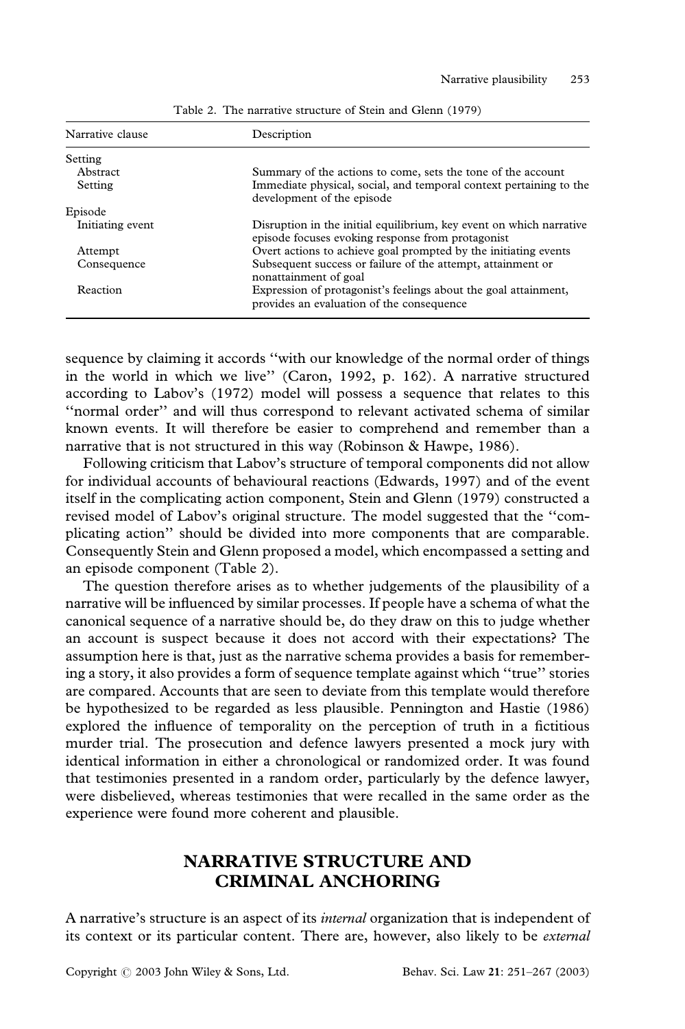Table 2. The narrative structure of Stein and Glenn (1979)

| Narrative clause | Description |
|---|---|
| Setting | |
| Abstract | Summary of the actions to come, sets the tone of the account |
| Setting | Immediate physical, social, and temporal context pertaining to the development of the episode |
| Episode | |
| Initiating event | Disruption in the initial equilibrium, key event on which narrative episode focuses evoking response from protagonist |
| Attempt | Overt actions to achieve goal prompted by the initiating events |
| Consequence | Subsequent success or failure of the attempt, attainment or nonattainment of goal |
| Reaction | Expression of protagonist's feelings about the goal attainment, provides an evaluation of the consequence |

sequence by claiming it accords "with our knowledge of the normal order of things in the world in which we live" (Caron, 1992, p. 162). A narrative structured according to Labov's (1972) model will possess a sequence that relates to this "normal order" and will thus correspond to relevant activated schema of similar known events. It will therefore be easier to comprehend and remember than a narrative that is not structured in this way (Robinson & Hawpe, 1986).

Following criticism that Labov's structure of temporal components did not allow for individual accounts of behavioural reactions (Edwards, 1997) and of the event itself in the complicating action component, Stein and Glenn (1979) constructed a revised model of Labov's original structure. The model suggested that the "complicating action" should be divided into more components that are comparable. Consequently Stein and Glenn proposed a model, which encompassed a setting and an episode component (Table 2).

The question therefore arises as to whether judgements of the plausibility of a narrative will be influenced by similar processes. If people have a schema of what the canonical sequence of a narrative should be, do they draw on this to judge whether an account is suspect because it does not accord with their expectations? The assumption here is that, just as the narrative schema provides a basis for remembering a story, it also provides a form of sequence template against which "true" stories are compared. Accounts that are seen to deviate from this template would therefore be hypothesized to be regarded as less plausible. Pennington and Hastie (1986) explored the influence of temporality on the perception of truth in a fictitious murder trial. The prosecution and defence lawyers presented a mock jury with identical information in either a chronological or randomized order. It was found that testimonies presented in a random order, particularly by the defence lawyer, were disbelieved, whereas testimonies that were recalled in the same order as the experience were found more coherent and plausible.

## NARRATIVE STRUCTURE AND CRIMINAL ANCHORING

A narrative's structure is an aspect of its *internal* organization that is independent of its context or its particular content. There are, however, also likely to be *external*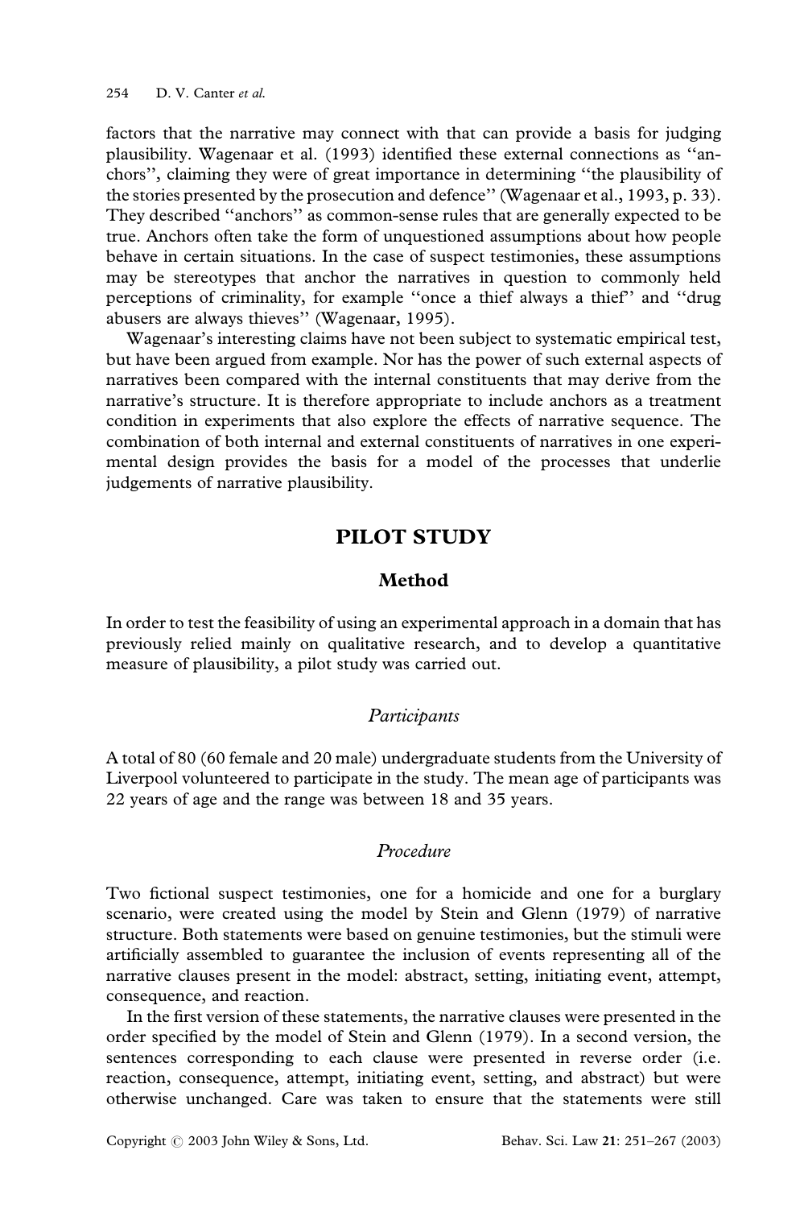factors that the narrative may connect with that can provide a basis for judging plausibility. Wagenaar et al. (1993) identified these external connections as "anchors", claiming they were of great importance in determining "the plausibility of the stories presented by the prosecution and defence" (Wagenaar et al., 1993, p. 33). They described "anchors" as common-sense rules that are generally expected to be true. Anchors often take the form of unquestioned assumptions about how people behave in certain situations. In the case of suspect testimonies, these assumptions may be stereotypes that anchor the narratives in question to commonly held perceptions of criminality, for example "once a thief always a thief" and "drug abusers are always thieves" (Wagenaar, 1995).

Wagenaar's interesting claims have not been subject to systematic empirical test, but have been argued from example. Nor has the power of such external aspects of narratives been compared with the internal constituents that may derive from the narrative's structure. It is therefore appropriate to include anchors as a treatment condition in experiments that also explore the effects of narrative sequence. The combination of both internal and external constituents of narratives in one experimental design provides the basis for a model of the processes that underlie judgements of narrative plausibility.

## PILOT STUDY

### Method

In order to test the feasibility of using an experimental approach in a domain that has previously relied mainly on qualitative research, and to develop a quantitative measure of plausibility, a pilot study was carried out.

#### *Participants*

A total of 80 (60 female and 20 male) undergraduate students from the University of Liverpool volunteered to participate in the study. The mean age of participants was 22 years of age and the range was between 18 and 35 years.

#### *Procedure*

Two fictional suspect testimonies, one for a homicide and one for a burglary scenario, were created using the model by Stein and Glenn (1979) of narrative structure. Both statements were based on genuine testimonies, but the stimuli were artificially assembled to guarantee the inclusion of events representing all of the narrative clauses present in the model: abstract, setting, initiating event, attempt, consequence, and reaction.

In the first version of these statements, the narrative clauses were presented in the order specified by the model of Stein and Glenn (1979). In a second version, the sentences corresponding to each clause were presented in reverse order (i.e. reaction, consequence, attempt, initiating event, setting, and abstract) but were otherwise unchanged. Care was taken to ensure that the statements were still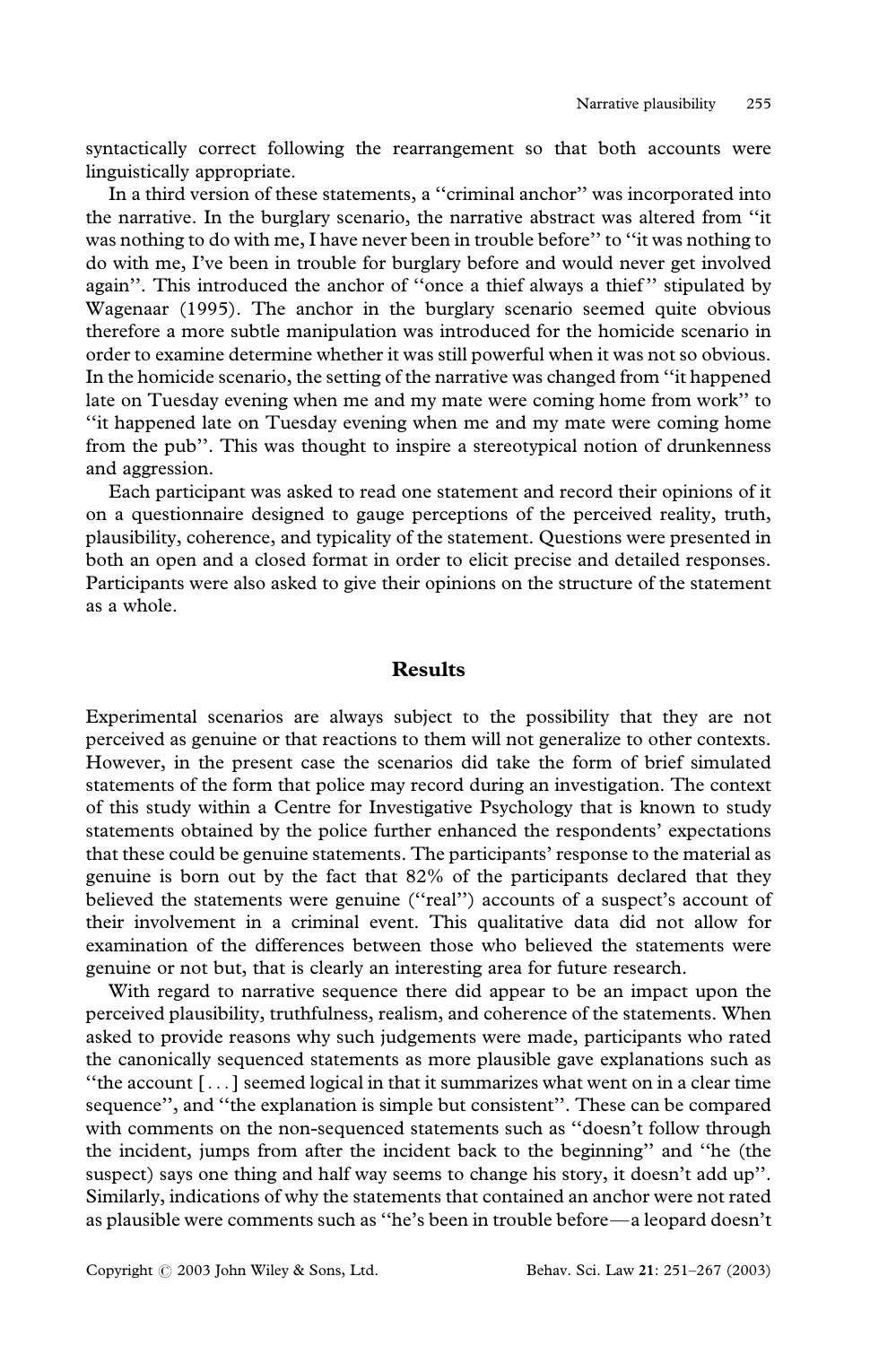syntactically correct following the rearrangement so that both accounts were linguistically appropriate.

In a third version of these statements, a ''criminal anchor'' was incorporated into the narrative. In the burglary scenario, the narrative abstract was altered from ''it was nothing to do with me, I have never been in trouble before'' to ''it was nothing to do with me, I've been in trouble for burglary before and would never get involved again''. This introduced the anchor of ''once a thief always a thief'' stipulated by Wagenaar (1995). The anchor in the burglary scenario seemed quite obvious therefore a more subtle manipulation was introduced for the homicide scenario in order to examine determine whether it was still powerful when it was not so obvious. In the homicide scenario, the setting of the narrative was changed from ''it happened late on Tuesday evening when me and my mate were coming home from work'' to ''it happened late on Tuesday evening when me and my mate were coming home from the pub''. This was thought to inspire a stereotypical notion of drunkenness and aggression.

Each participant was asked to read one statement and record their opinions of it on a questionnaire designed to gauge perceptions of the perceived reality, truth, plausibility, coherence, and typicality of the statement. Questions were presented in both an open and a closed format in order to elicit precise and detailed responses. Participants were also asked to give their opinions on the structure of the statement as a whole.

## Results

Experimental scenarios are always subject to the possibility that they are not perceived as genuine or that reactions to them will not generalize to other contexts. However, in the present case the scenarios did take the form of brief simulated statements of the form that police may record during an investigation. The context of this study within a Centre for Investigative Psychology that is known to study statements obtained by the police further enhanced the respondents' expectations that these could be genuine statements. The participants' response to the material as genuine is born out by the fact that 82% of the participants declared that they believed the statements were genuine (''real'') accounts of a suspect's account of their involvement in a criminal event. This qualitative data did not allow for examination of the differences between those who believed the statements were genuine or not but, that is clearly an interesting area for future research.

With regard to narrative sequence there did appear to be an impact upon the perceived plausibility, truthfulness, realism, and coherence of the statements. When asked to provide reasons why such judgements were made, participants who rated the canonically sequenced statements as more plausible gave explanations such as ''the account [...] seemed logical in that it summarizes what went on in a clear time sequence'', and ''the explanation is simple but consistent''. These can be compared with comments on the non-sequenced statements such as ''doesn't follow through the incident, jumps from after the incident back to the beginning'' and ''he (the suspect) says one thing and half way seems to change his story, it doesn't add up''. Similarly, indications of why the statements that contained an anchor were not rated as plausible were comments such as ''he's been in trouble before—a leopard doesn't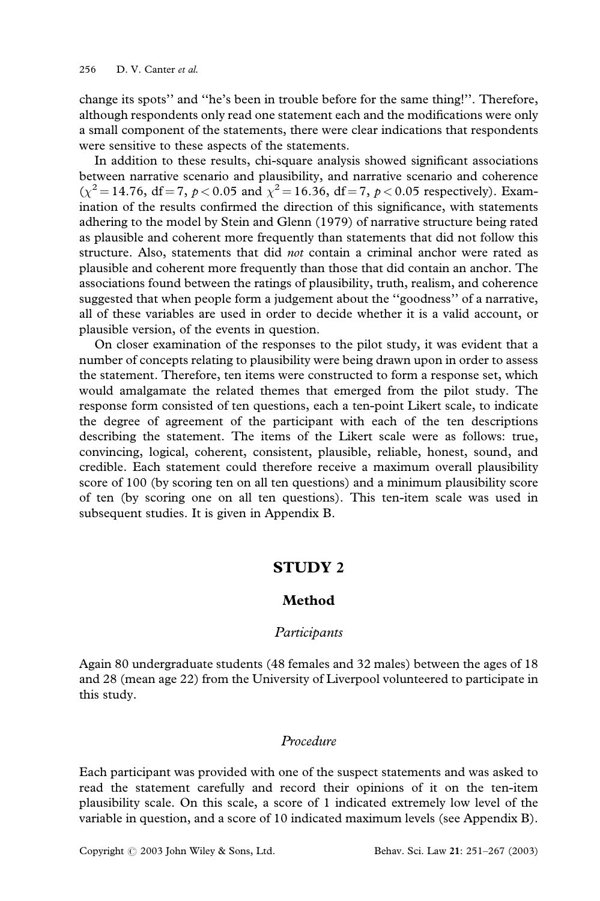change its spots'' and ''he's been in trouble before for the same thing!''. Therefore, although respondents only read one statement each and the modifications were only a small component of the statements, there were clear indications that respondents were sensitive to these aspects of the statements.

In addition to these results, chi-square analysis showed significant associations between narrative scenario and plausibility, and narrative scenario and coherence ($\chi^2 = 14.76$, df = 7, $p < 0.05$ and $\chi^2 = 16.36$, df = 7, $p < 0.05$ respectively). Examination of the results confirmed the direction of this significance, with statements adhering to the model by Stein and Glenn (1979) of narrative structure being rated as plausible and coherent more frequently than statements that did not follow this structure. Also, statements that did *not* contain a criminal anchor were rated as plausible and coherent more frequently than those that did contain an anchor. The associations found between the ratings of plausibility, truth, realism, and coherence suggested that when people form a judgement about the ''goodness'' of a narrative, all of these variables are used in order to decide whether it is a valid account, or plausible version, of the events in question.

On closer examination of the responses to the pilot study, it was evident that a number of concepts relating to plausibility were being drawn upon in order to assess the statement. Therefore, ten items were constructed to form a response set, which would amalgamate the related themes that emerged from the pilot study. The response form consisted of ten questions, each a ten-point Likert scale, to indicate the degree of agreement of the participant with each of the ten descriptions describing the statement. The items of the Likert scale were as follows: true, convincing, logical, coherent, consistent, plausible, reliable, honest, sound, and credible. Each statement could therefore receive a maximum overall plausibility score of 100 (by scoring ten on all ten questions) and a minimum plausibility score of ten (by scoring one on all ten questions). This ten-item scale was used in subsequent studies. It is given in Appendix B.

## STUDY 2

### Method

#### *Participants*

Again 80 undergraduate students (48 females and 32 males) between the ages of 18 and 28 (mean age 22) from the University of Liverpool volunteered to participate in this study.

#### *Procedure*

Each participant was provided with one of the suspect statements and was asked to read the statement carefully and record their opinions of it on the ten-item plausibility scale. On this scale, a score of 1 indicated extremely low level of the variable in question, and a score of 10 indicated maximum levels (see Appendix B).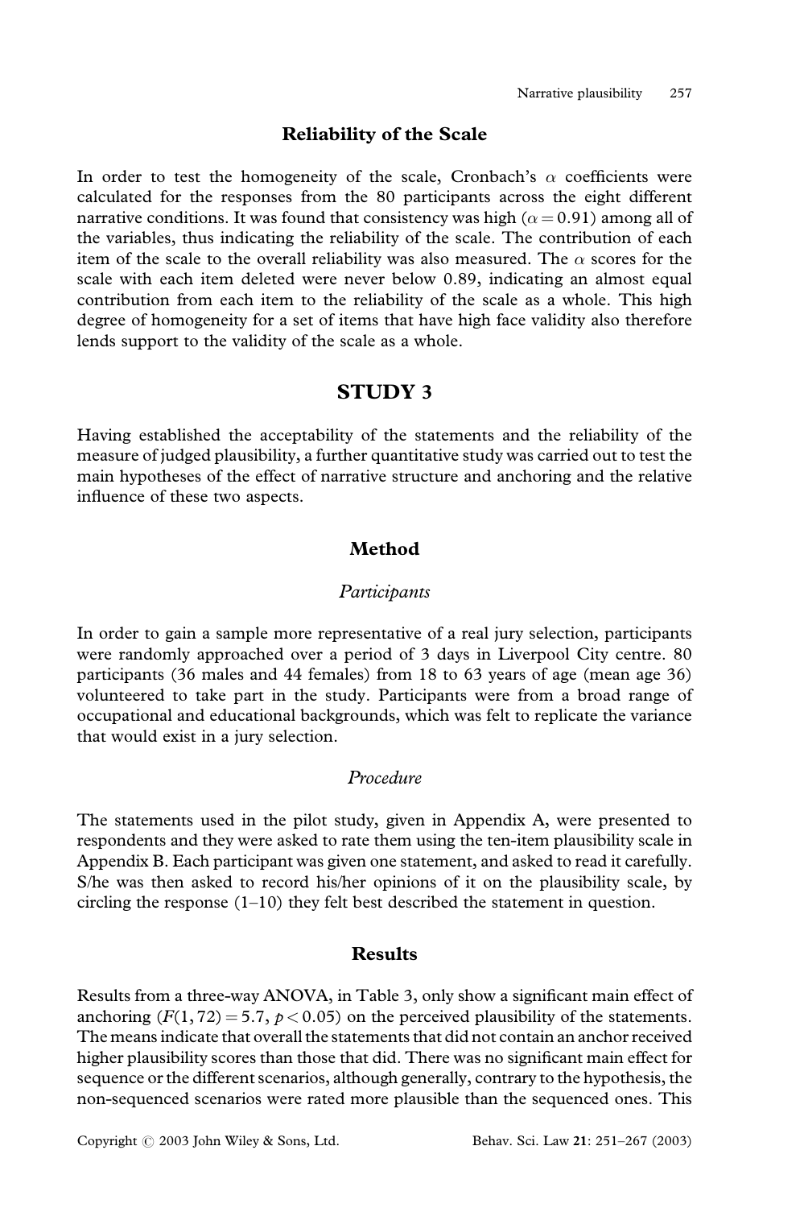## Reliability of the Scale

In order to test the homogeneity of the scale, Cronbach's $\alpha$ coefficients were calculated for the responses from the 80 participants across the eight different narrative conditions. It was found that consistency was high ($\alpha = 0.91$) among all of the variables, thus indicating the reliability of the scale. The contribution of each item of the scale to the overall reliability was also measured. The $\alpha$ scores for the scale with each item deleted were never below 0.89, indicating an almost equal contribution from each item to the reliability of the scale as a whole. This high degree of homogeneity for a set of items that have high face validity also therefore lends support to the validity of the scale as a whole.

# STUDY 3

Having established the acceptability of the statements and the reliability of the measure of judged plausibility, a further quantitative study was carried out to test the main hypotheses of the effect of narrative structure and anchoring and the relative influence of these two aspects.

## Method

### *Participants*

In order to gain a sample more representative of a real jury selection, participants were randomly approached over a period of 3 days in Liverpool City centre. 80 participants (36 males and 44 females) from 18 to 63 years of age (mean age 36) volunteered to take part in the study. Participants were from a broad range of occupational and educational backgrounds, which was felt to replicate the variance that would exist in a jury selection.

### *Procedure*

The statements used in the pilot study, given in Appendix A, were presented to respondents and they were asked to rate them using the ten-item plausibility scale in Appendix B. Each participant was given one statement, and asked to read it carefully. S/he was then asked to record his/her opinions of it on the plausibility scale, by circling the response (1–10) they felt best described the statement in question.

## Results

Results from a three-way ANOVA, in Table 3, only show a significant main effect of anchoring ($F(1, 72) = 5.7$, $p < 0.05$) on the perceived plausibility of the statements. The means indicate that overall the statements that did not contain an anchor received higher plausibility scores than those that did. There was no significant main effect for sequence or the different scenarios, although generally, contrary to the hypothesis, the non-sequenced scenarios were rated more plausible than the sequenced ones. This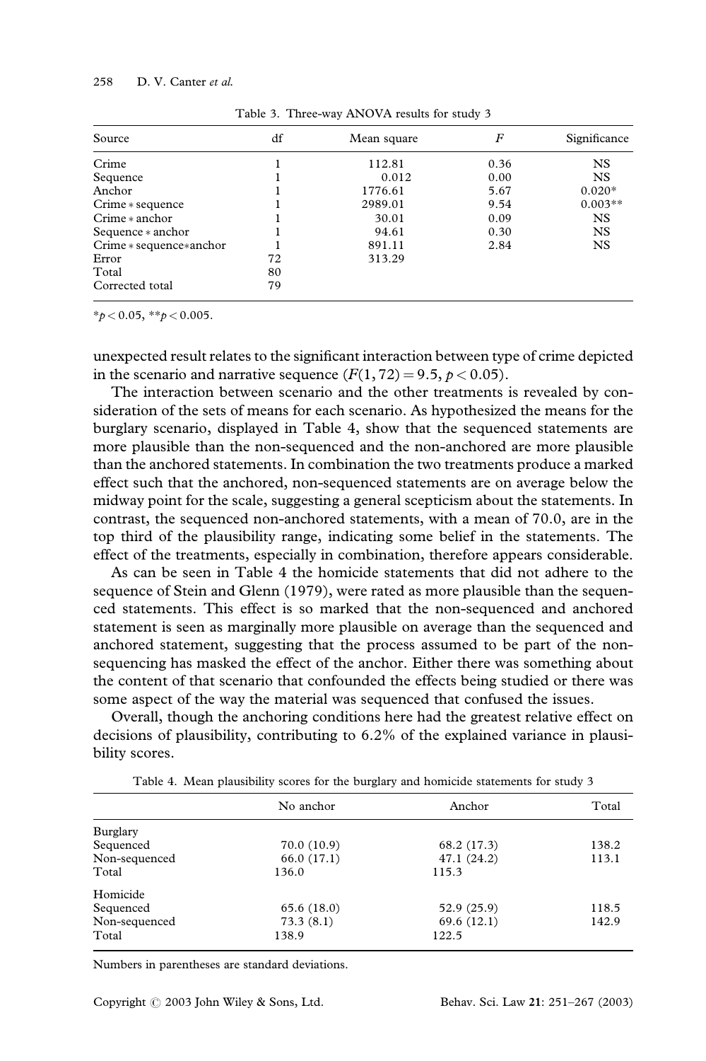Table 3. Three-way ANOVA results for study 3

| Source | df | Mean square | $F$ | Significance |
|---|---|---|---|---|
| Crime | 1 | 112.81 | 0.36 | NS |
| Sequence | 1 | 0.012 | 0.00 | NS |
| Anchor | 1 | 1776.61 | 5.67 | 0.020* |
| Crime * sequence | 1 | 2989.01 | 9.54 | 0.003** |
| Crime * anchor | 1 | 30.01 | 0.09 | NS |
| Sequence * anchor | 1 | 94.61 | 0.30 | NS |
| Crime * sequence*anchor | 1 | 891.11 | 2.84 | NS |
| Error | 72 | 313.29 | | |
| Total | 80 | | | |
| Corrected total | 79 | | | |

*$p < 0.05$, **$p < 0.005$.

unexpected result relates to the significant interaction between type of crime depicted in the scenario and narrative sequence ($F(1, 72) = 9.5, p < 0.05$).

The interaction between scenario and the other treatments is revealed by consideration of the sets of means for each scenario. As hypothesized the means for the burglary scenario, displayed in Table 4, show that the sequenced statements are more plausible than the non-sequenced and the non-anchored are more plausible than the anchored statements. In combination the two treatments produce a marked effect such that the anchored, non-sequenced statements are on average below the midway point for the scale, suggesting a general scepticism about the statements. In contrast, the sequenced non-anchored statements, with a mean of 70.0, are in the top third of the plausibility range, indicating some belief in the statements. The effect of the treatments, especially in combination, therefore appears considerable.

As can be seen in Table 4 the homicide statements that did not adhere to the sequence of Stein and Glenn (1979), were rated as more plausible than the sequenced statements. This effect is so marked that the non-sequenced and anchored statement is seen as marginally more plausible on average than the sequenced and anchored statement, suggesting that the process assumed to be part of the non-sequencing has masked the effect of the anchor. Either there was something about the content of that scenario that confounded the effects being studied or there was some aspect of the way the material was sequenced that confused the issues.

Overall, though the anchoring conditions here had the greatest relative effect on decisions of plausibility, contributing to 6.2% of the explained variance in plausibility scores.

Table 4. Mean plausibility scores for the burglary and homicide statements for study 3

| | No anchor | Anchor | Total |
|---|---|---|---|
| Burglary | | | |
| Sequenced | 70.0 (10.9) | 68.2 (17.3) | 138.2 |
| Non-sequenced | 66.0 (17.1) | 47.1 (24.2) | 113.1 |
| Total | 136.0 | 115.3 | |
| Homicide | | | |
| Sequenced | 65.6 (18.0) | 52.9 (25.9) | 118.5 |
| Non-sequenced | 73.3 (8.1) | 69.6 (12.1) | 142.9 |
| Total | 138.9 | 122.5 | |

Numbers in parentheses are standard deviations.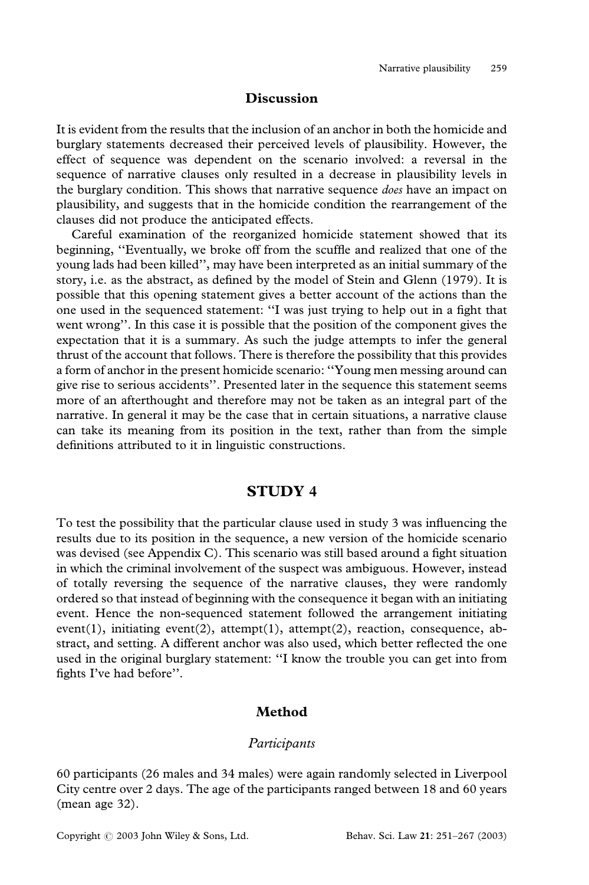## Discussion

It is evident from the results that the inclusion of an anchor in both the homicide and burglary statements decreased their perceived levels of plausibility. However, the effect of sequence was dependent on the scenario involved: a reversal in the sequence of narrative clauses only resulted in a decrease in plausibility levels in the burglary condition. This shows that narrative sequence *does* have an impact on plausibility, and suggests that in the homicide condition the rearrangement of the clauses did not produce the anticipated effects.

Careful examination of the reorganized homicide statement showed that its beginning, "Eventually, we broke off from the scuffle and realized that one of the young lads had been killed", may have been interpreted as an initial summary of the story, i.e. as the abstract, as defined by the model of Stein and Glenn (1979). It is possible that this opening statement gives a better account of the actions than the one used in the sequenced statement: "I was just trying to help out in a fight that went wrong". In this case it is possible that the position of the component gives the expectation that it is a summary. As such the judge attempts to infer the general thrust of the account that follows. There is therefore the possibility that this provides a form of anchor in the present homicide scenario: "Young men messing around can give rise to serious accidents". Presented later in the sequence this statement seems more of an afterthought and therefore may not be taken as an integral part of the narrative. In general it may be the case that in certain situations, a narrative clause can take its meaning from its position in the text, rather than from the simple definitions attributed to it in linguistic constructions.

# STUDY 4

To test the possibility that the particular clause used in study 3 was influencing the results due to its position in the sequence, a new version of the homicide scenario was devised (see Appendix C). This scenario was still based around a fight situation in which the criminal involvement of the suspect was ambiguous. However, instead of totally reversing the sequence of the narrative clauses, they were randomly ordered so that instead of beginning with the consequence it began with an initiating event. Hence the non-sequenced statement followed the arrangement initiating event(1), initiating event(2), attempt(1), attempt(2), reaction, consequence, abstract, and setting. A different anchor was also used, which better reflected the one used in the original burglary statement: "I know the trouble you can get into from fights I've had before".

## Method

### *Participants*

60 participants (26 males and 34 males) were again randomly selected in Liverpool City centre over 2 days. The age of the participants ranged between 18 and 60 years (mean age 32).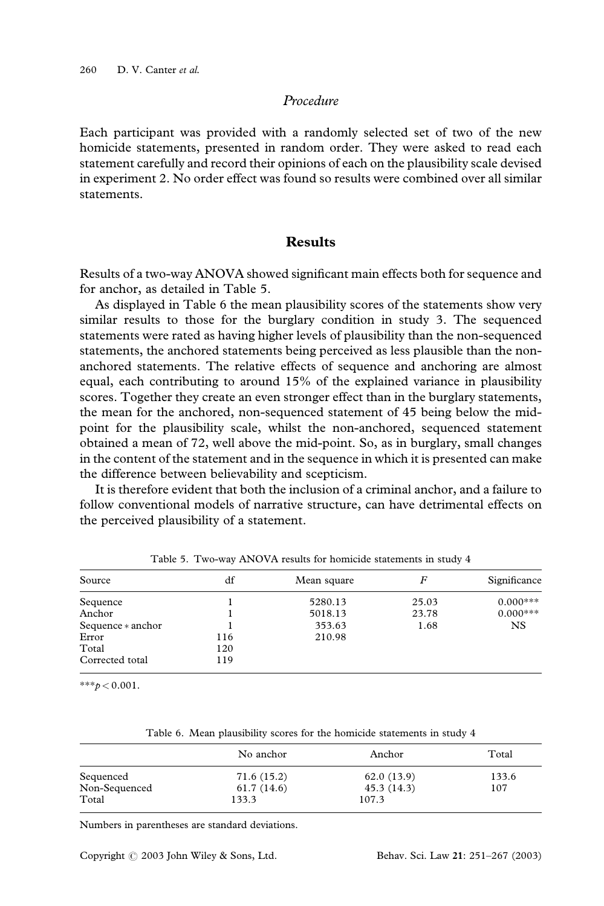### *Procedure*

Each participant was provided with a randomly selected set of two of the new homicide statements, presented in random order. They were asked to read each statement carefully and record their opinions of each on the plausibility scale devised in experiment 2. No order effect was found so results were combined over all similar statements.

## Results

Results of a two-way ANOVA showed significant main effects both for sequence and for anchor, as detailed in Table 5.

As displayed in Table 6 the mean plausibility scores of the statements show very similar results to those for the burglary condition in study 3. The sequenced statements were rated as having higher levels of plausibility than the non-sequenced statements, the anchored statements being perceived as less plausible than the non-anchored statements. The relative effects of sequence and anchoring are almost equal, each contributing to around 15% of the explained variance in plausibility scores. Together they create an even stronger effect than in the burglary statements, the mean for the anchored, non-sequenced statement of 45 being below the mid-point for the plausibility scale, whilst the non-anchored, sequenced statement obtained a mean of 72, well above the mid-point. So, as in burglary, small changes in the content of the statement and in the sequence in which it is presented can make the difference between believability and scepticism.

It is therefore evident that both the inclusion of a criminal anchor, and a failure to follow conventional models of narrative structure, can have detrimental effects on the perceived plausibility of a statement.

Table 5. Two-way ANOVA results for homicide statements in study 4

| Source | df | Mean square | $F$ | Significance |
|---|---|---|---|---|
| Sequence | 1 | 5280.13 | 25.03 | 0.000*** |
| Anchor | 1 | 5018.13 | 23.78 | 0.000*** |
| Sequence * anchor | 1 | 353.63 | 1.68 | NS |
| Error | 116 | 210.98 | | |
| Total | 120 | | | |
| Corrected total | 119 | | | |

***$p < 0.001$.

Table 6. Mean plausibility scores for the homicide statements in study 4

| | No anchor | Anchor | Total |
|---|---|---|---|
| Sequenced | 71.6 (15.2) | 62.0 (13.9) | 133.6 |
| Non-Sequenced | 61.7 (14.6) | 45.3 (14.3) | 107 |
| Total | 133.3 | 107.3 | |

Numbers in parentheses are standard deviations.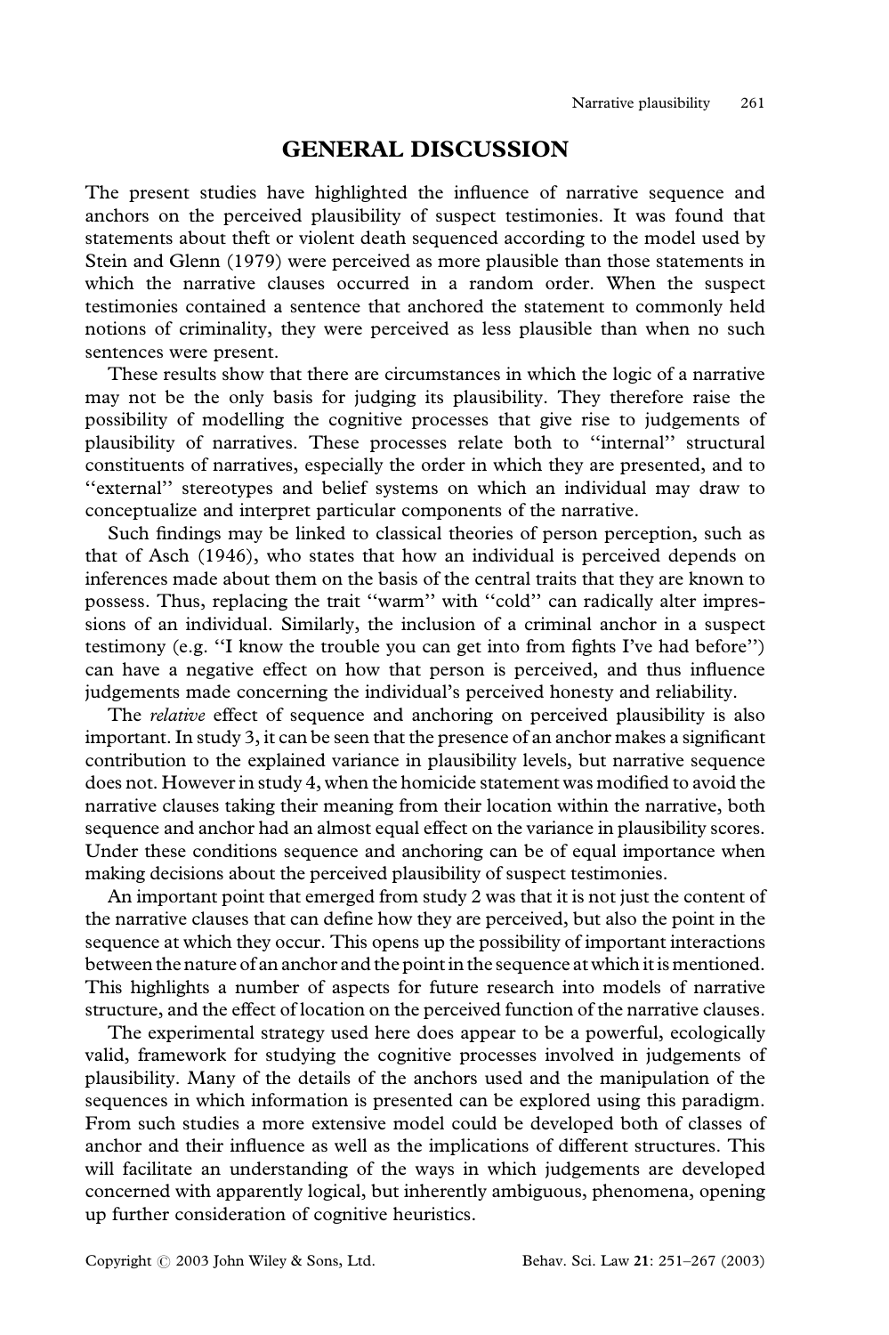## GENERAL DISCUSSION

The present studies have highlighted the influence of narrative sequence and anchors on the perceived plausibility of suspect testimonies. It was found that statements about theft or violent death sequenced according to the model used by Stein and Glenn (1979) were perceived as more plausible than those statements in which the narrative clauses occurred in a random order. When the suspect testimonies contained a sentence that anchored the statement to commonly held notions of criminality, they were perceived as less plausible than when no such sentences were present.

These results show that there are circumstances in which the logic of a narrative may not be the only basis for judging its plausibility. They therefore raise the possibility of modelling the cognitive processes that give rise to judgements of plausibility of narratives. These processes relate both to "internal" structural constituents of narratives, especially the order in which they are presented, and to "external" stereotypes and belief systems on which an individual may draw to conceptualize and interpret particular components of the narrative.

Such findings may be linked to classical theories of person perception, such as that of Asch (1946), who states that how an individual is perceived depends on inferences made about them on the basis of the central traits that they are known to possess. Thus, replacing the trait "warm" with "cold" can radically alter impressions of an individual. Similarly, the inclusion of a criminal anchor in a suspect testimony (e.g. "I know the trouble you can get into from fights I've had before") can have a negative effect on how that person is perceived, and thus influence judgements made concerning the individual's perceived honesty and reliability.

The *relative* effect of sequence and anchoring on perceived plausibility is also important. In study 3, it can be seen that the presence of an anchor makes a significant contribution to the explained variance in plausibility levels, but narrative sequence does not. However in study 4, when the homicide statement was modified to avoid the narrative clauses taking their meaning from their location within the narrative, both sequence and anchor had an almost equal effect on the variance in plausibility scores. Under these conditions sequence and anchoring can be of equal importance when making decisions about the perceived plausibility of suspect testimonies.

An important point that emerged from study 2 was that it is not just the content of the narrative clauses that can define how they are perceived, but also the point in the sequence at which they occur. This opens up the possibility of important interactions between the nature of an anchor and the point in the sequence at which it is mentioned. This highlights a number of aspects for future research into models of narrative structure, and the effect of location on the perceived function of the narrative clauses.

The experimental strategy used here does appear to be a powerful, ecologically valid, framework for studying the cognitive processes involved in judgements of plausibility. Many of the details of the anchors used and the manipulation of the sequences in which information is presented can be explored using this paradigm. From such studies a more extensive model could be developed both of classes of anchor and their influence as well as the implications of different structures. This will facilitate an understanding of the ways in which judgements are developed concerned with apparently logical, but inherently ambiguous, phenomena, opening up further consideration of cognitive heuristics.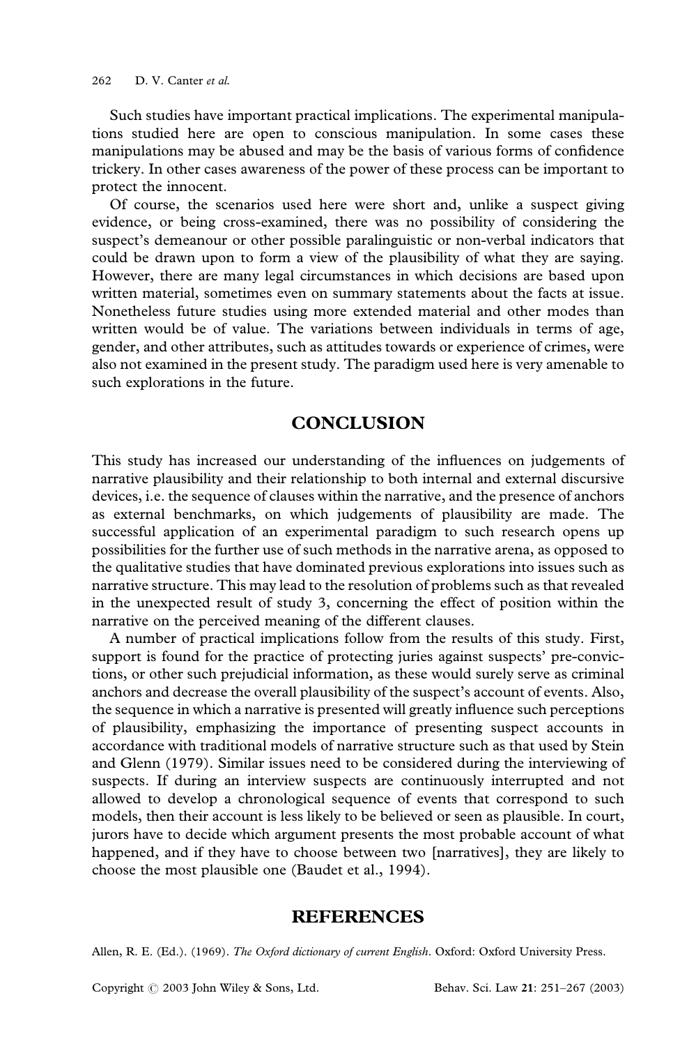Such studies have important practical implications. The experimental manipulations studied here are open to conscious manipulation. In some cases these manipulations may be abused and may be the basis of various forms of confidence trickery. In other cases awareness of the power of these process can be important to protect the innocent.

Of course, the scenarios used here were short and, unlike a suspect giving evidence, or being cross-examined, there was no possibility of considering the suspect's demeanour or other possible paralinguistic or non-verbal indicators that could be drawn upon to form a view of the plausibility of what they are saying. However, there are many legal circumstances in which decisions are based upon written material, sometimes even on summary statements about the facts at issue. Nonetheless future studies using more extended material and other modes than written would be of value. The variations between individuals in terms of age, gender, and other attributes, such as attitudes towards or experience of crimes, were also not examined in the present study. The paradigm used here is very amenable to such explorations in the future.

## CONCLUSION

This study has increased our understanding of the influences on judgements of narrative plausibility and their relationship to both internal and external discursive devices, i.e. the sequence of clauses within the narrative, and the presence of anchors as external benchmarks, on which judgements of plausibility are made. The successful application of an experimental paradigm to such research opens up possibilities for the further use of such methods in the narrative arena, as opposed to the qualitative studies that have dominated previous explorations into issues such as narrative structure. This may lead to the resolution of problems such as that revealed in the unexpected result of study 3, concerning the effect of position within the narrative on the perceived meaning of the different clauses.

A number of practical implications follow from the results of this study. First, support is found for the practice of protecting juries against suspects' pre-convictions, or other such prejudicial information, as these would surely serve as criminal anchors and decrease the overall plausibility of the suspect's account of events. Also, the sequence in which a narrative is presented will greatly influence such perceptions of plausibility, emphasizing the importance of presenting suspect accounts in accordance with traditional models of narrative structure such as that used by Stein and Glenn (1979). Similar issues need to be considered during the interviewing of suspects. If during an interview suspects are continuously interrupted and not allowed to develop a chronological sequence of events that correspond to such models, then their account is less likely to be believed or seen as plausible. In court, jurors have to decide which argument presents the most probable account of what happened, and if they have to choose between two [narratives], they are likely to choose the most plausible one (Baudet et al., 1994).

## REFERENCES

Allen, R. E. (Ed.). (1969). *The Oxford dictionary of current English*. Oxford: Oxford University Press.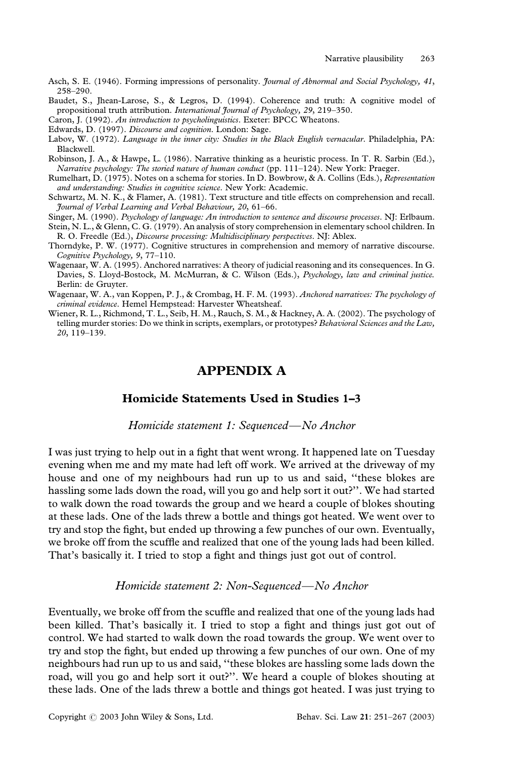Asch, S. E. (1946). Forming impressions of personality. *Journal of Abnormal and Social Psychology, 41*, 258–290.

Baudet, S., Jhean-Larose, S., & Legros, D. (1994). Coherence and truth: A cognitive model of propositional truth attribution. *International Journal of Psychology, 29*, 219–350.

Caron, J. (1992). *An introduction to psycholinguistics*. Exeter: BPCC Wheatons.

Edwards, D. (1997). *Discourse and cognition*. London: Sage.

Labov, W. (1972). *Language in the inner city: Studies in the Black English vernacular*. Philadelphia, PA: Blackwell.

Robinson, J. A., & Hawpe, L. (1986). Narrative thinking as a heuristic process. In T. R. Sarbin (Ed.), *Narrative psychology: The storied nature of human conduct* (pp. 111–124). New York: Praeger.

Rumelhart, D. (1975). Notes on a schema for stories. In D. Bowbrow, & A. Collins (Eds.), *Representation and understanding: Studies in cognitive science*. New York: Academic.

Schwartz, M. N. K., & Flamer, A. (1981). Text structure and title effects on comprehension and recall. *Journal of Verbal Learning and Verbal Behaviour, 20*, 61–66.

Singer, M. (1990). *Psychology of language: An introduction to sentence and discourse processes*. NJ: Erlbaum.

Stein, N. L., & Glenn, C. G. (1979). An analysis of story comprehension in elementary school children. In R. O. Freedle (Ed.), *Discourse processing: Multidisciplinary perspectives*. NJ: Ablex.

Thorndyke, P. W. (1977). Cognitive structures in comprehension and memory of narrative discourse. *Cognitive Psychology, 9*, 77–110.

Wagenaar, W. A. (1995). Anchored narratives: A theory of judicial reasoning and its consequences. In G. Davies, S. Lloyd-Bostock, M. McMurran, & C. Wilson (Eds.), *Psychology, law and criminal justice*. Berlin: de Gruyter.

Wagenaar, W. A., van Koppen, P. J., & Crombag, H. F. M. (1993). *Anchored narratives: The psychology of criminal evidence*. Hemel Hempstead: Harvester Wheatsheaf.

Wiener, R. L., Richmond, T. L., Seib, H. M., Rauch, S. M., & Hackney, A. A. (2002). The psychology of telling murder stories: Do we think in scripts, exemplars, or prototypes? *Behavioral Sciences and the Law, 20*, 119–139.

# APPENDIX A

## Homicide Statements Used in Studies 1–3

### *Homicide statement 1: Sequenced—No Anchor*

I was just trying to help out in a fight that went wrong. It happened late on Tuesday evening when me and my mate had left off work. We arrived at the driveway of my house and one of my neighbours had run up to us and said, "these blokes are hassling some lads down the road, will you go and help sort it out?". We had started to walk down the road towards the group and we heard a couple of blokes shouting at these lads. One of the lads threw a bottle and things got heated. We went over to try and stop the fight, but ended up throwing a few punches of our own. Eventually, we broke off from the scuffle and realized that one of the young lads had been killed. That's basically it. I tried to stop a fight and things just got out of control.

### *Homicide statement 2: Non-Sequenced—No Anchor*

Eventually, we broke off from the scuffle and realized that one of the young lads had been killed. That's basically it. I tried to stop a fight and things just got out of control. We had started to walk down the road towards the group. We went over to try and stop the fight, but ended up throwing a few punches of our own. One of my neighbours had run up to us and said, "these blokes are hassling some lads down the road, will you go and help sort it out?". We heard a couple of blokes shouting at these lads. One of the lads threw a bottle and things got heated. I was just trying to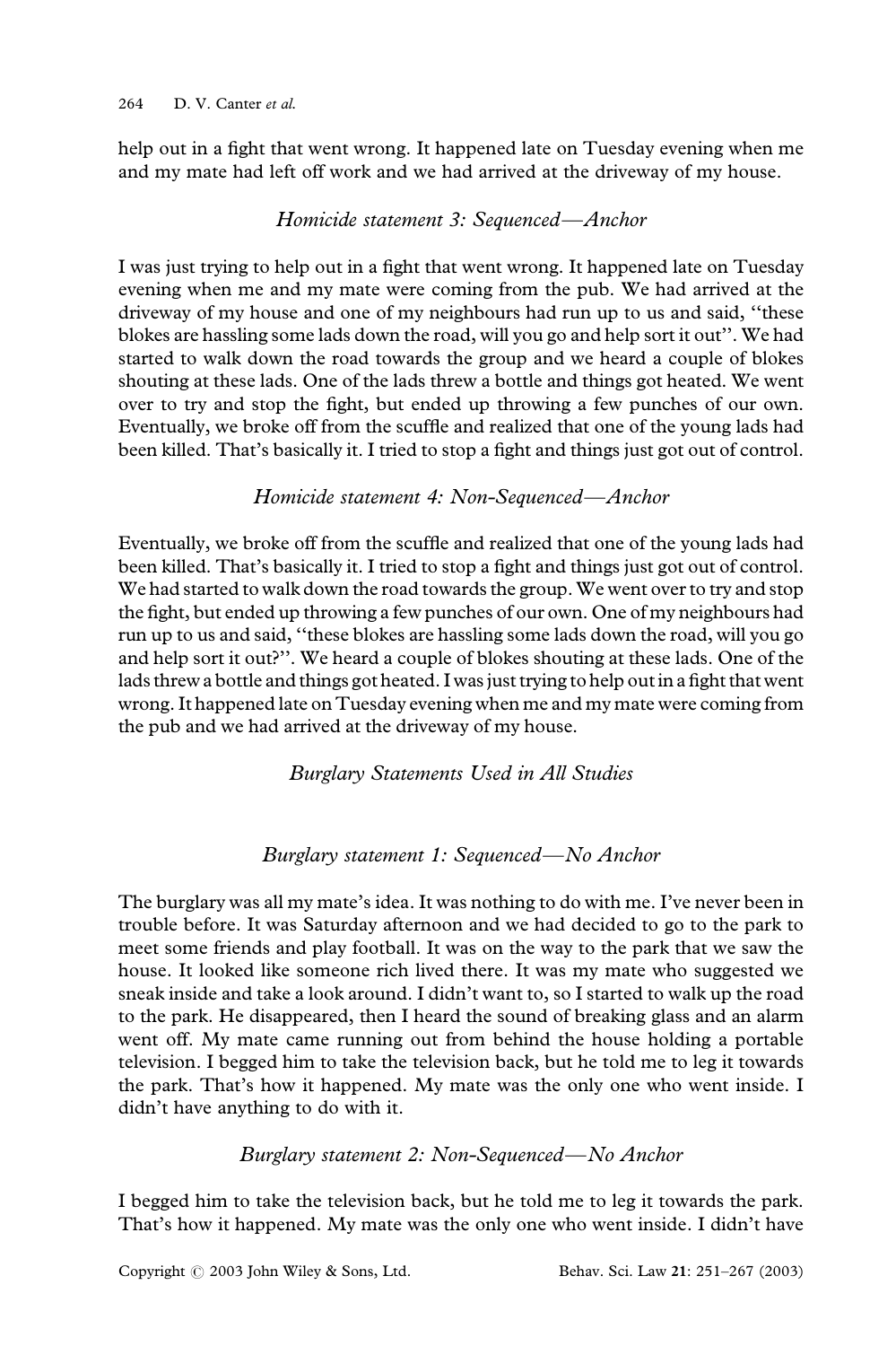help out in a fight that went wrong. It happened late on Tuesday evening when me and my mate had left off work and we had arrived at the driveway of my house.

*Homicide statement 3: Sequenced—Anchor*

I was just trying to help out in a fight that went wrong. It happened late on Tuesday evening when me and my mate were coming from the pub. We had arrived at the driveway of my house and one of my neighbours had run up to us and said, "these blokes are hassling some lads down the road, will you go and help sort it out". We had started to walk down the road towards the group and we heard a couple of blokes shouting at these lads. One of the lads threw a bottle and things got heated. We went over to try and stop the fight, but ended up throwing a few punches of our own. Eventually, we broke off from the scuffle and realized that one of the young lads had been killed. That's basically it. I tried to stop a fight and things just got out of control.

*Homicide statement 4: Non-Sequenced—Anchor*

Eventually, we broke off from the scuffle and realized that one of the young lads had been killed. That's basically it. I tried to stop a fight and things just got out of control. We had started to walk down the road towards the group. We went over to try and stop the fight, but ended up throwing a few punches of our own. One of my neighbours had run up to us and said, "these blokes are hassling some lads down the road, will you go and help sort it out?". We heard a couple of blokes shouting at these lads. One of the lads threw a bottle and things got heated. I was just trying to help out in a fight that went wrong. It happened late on Tuesday evening when me and my mate were coming from the pub and we had arrived at the driveway of my house.

*Burglary Statements Used in All Studies*

*Burglary statement 1: Sequenced—No Anchor*

The burglary was all my mate's idea. It was nothing to do with me. I've never been in trouble before. It was Saturday afternoon and we had decided to go to the park to meet some friends and play football. It was on the way to the park that we saw the house. It looked like someone rich lived there. It was my mate who suggested we sneak inside and take a look around. I didn't want to, so I started to walk up the road to the park. He disappeared, then I heard the sound of breaking glass and an alarm went off. My mate came running out from behind the house holding a portable television. I begged him to take the television back, but he told me to leg it towards the park. That's how it happened. My mate was the only one who went inside. I didn't have anything to do with it.

*Burglary statement 2: Non-Sequenced—No Anchor*

I begged him to take the television back, but he told me to leg it towards the park. That's how it happened. My mate was the only one who went inside. I didn't have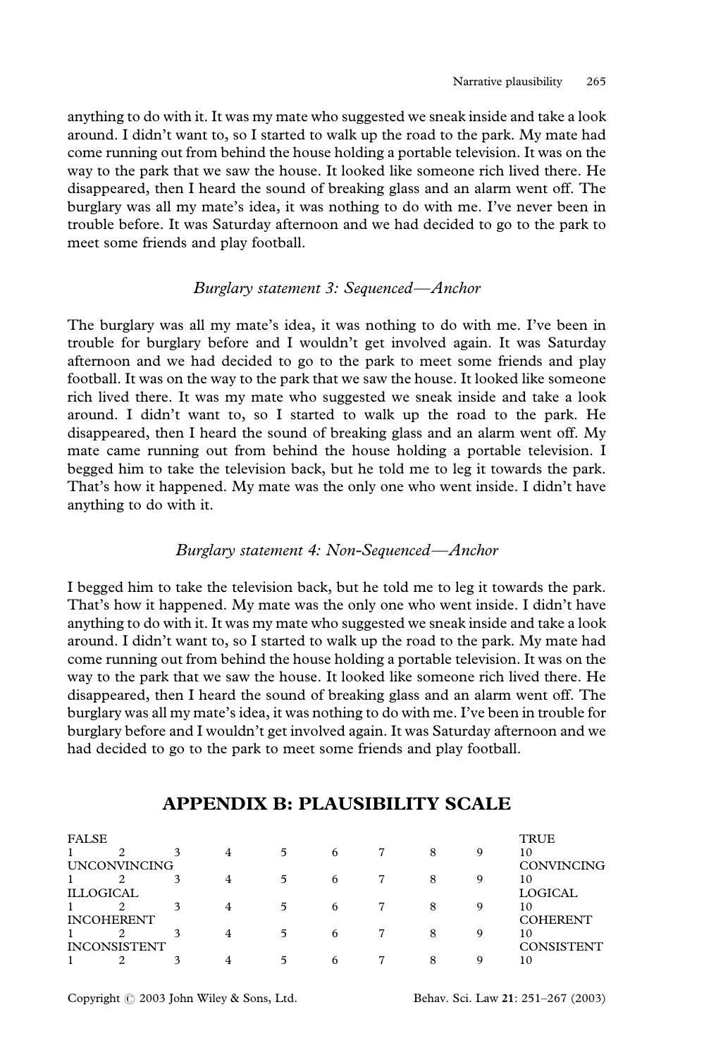anything to do with it. It was my mate who suggested we sneak inside and take a look around. I didn't want to, so I started to walk up the road to the park. My mate had come running out from behind the house holding a portable television. It was on the way to the park that we saw the house. It looked like someone rich lived there. He disappeared, then I heard the sound of breaking glass and an alarm went off. The burglary was all my mate's idea, it was nothing to do with me. I've never been in trouble before. It was Saturday afternoon and we had decided to go to the park to meet some friends and play football.

### *Burglary statement 3: Sequenced—Anchor*

The burglary was all my mate's idea, it was nothing to do with me. I've been in trouble for burglary before and I wouldn't get involved again. It was Saturday afternoon and we had decided to go to the park to meet some friends and play football. It was on the way to the park that we saw the house. It looked like someone rich lived there. It was my mate who suggested we sneak inside and take a look around. I didn't want to, so I started to walk up the road to the park. He disappeared, then I heard the sound of breaking glass and an alarm went off. My mate came running out from behind the house holding a portable television. I begged him to take the television back, but he told me to leg it towards the park. That's how it happened. My mate was the only one who went inside. I didn't have anything to do with it.

### *Burglary statement 4: Non-Sequenced—Anchor*

I begged him to take the television back, but he told me to leg it towards the park. That's how it happened. My mate was the only one who went inside. I didn't have anything to do with it. It was my mate who suggested we sneak inside and take a look around. I didn't want to, so I started to walk up the road to the park. My mate had come running out from behind the house holding a portable television. It was on the way to the park that we saw the house. It looked like someone rich lived there. He disappeared, then I heard the sound of breaking glass and an alarm went off. The burglary was all my mate's idea, it was nothing to do with me. I've been in trouble for burglary before and I wouldn't get involved again. It was Saturday afternoon and we had decided to go to the park to meet some friends and play football.

## APPENDIX B: PLAUSIBILITY SCALE

| | | | | | | | | | |
|---|---|---|---|---|---|---|---|---|---|
| FALSE | | | | | | | | | TRUE |
| 1 | 2 | 3 | 4 | 5 | 6 | 7 | 8 | 9 | 10 |
| UNCONVINCING | | | | | | | | | CONVINCING |
| 1 | 2 | 3 | 4 | 5 | 6 | 7 | 8 | 9 | 10 |
| ILLOGICAL | | | | | | | | | LOGICAL |
| 1 | 2 | 3 | 4 | 5 | 6 | 7 | 8 | 9 | 10 |
| INCOHERENT | | | | | | | | | COHERENT |
| 1 | 2 | 3 | 4 | 5 | 6 | 7 | 8 | 9 | 10 |
| INCONSISTENT | | | | | | | | | CONSISTENT |
| 1 | 2 | 3 | 4 | 5 | 6 | 7 | 8 | 9 | 10 |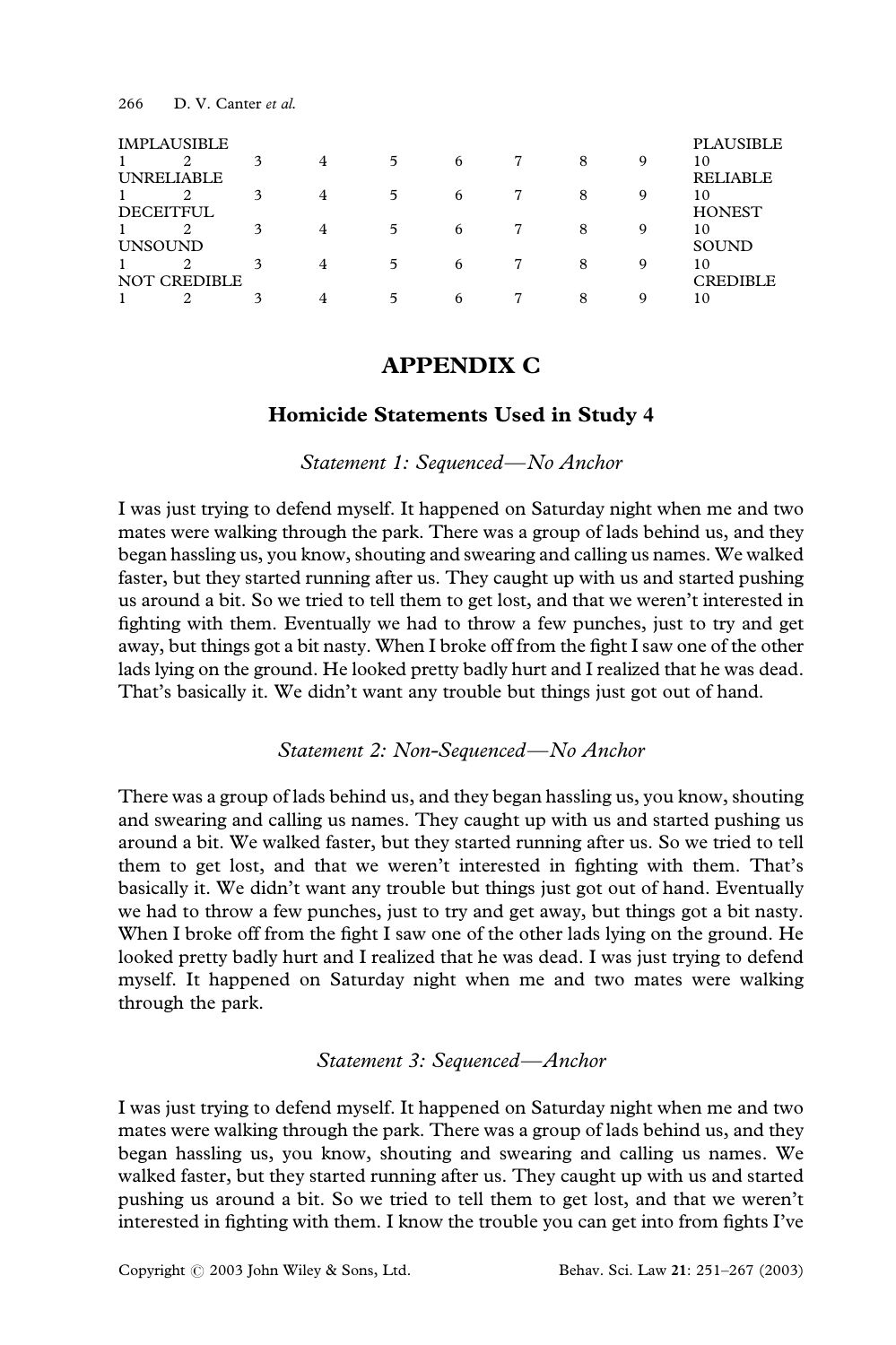| IMPLAUSIBLE | | | | | | | | | PLAUSIBLE |
|---|---|---|---|---|---|---|---|---|---|
| 1 | 2 | 3 | 4 | 5 | 6 | 7 | 8 | 9 | 10 |
| UNRELIABLE | | | | | | | | | RELIABLE |
| 1 | 2 | 3 | 4 | 5 | 6 | 7 | 8 | 9 | 10 |
| DECEITFUL | | | | | | | | | HONEST |
| 1 | 2 | 3 | 4 | 5 | 6 | 7 | 8 | 9 | 10 |
| UNSOUND | | | | | | | | | SOUND |
| 1 | 2 | 3 | 4 | 5 | 6 | 7 | 8 | 9 | 10 |
| NOT CREDIBLE | | | | | | | | | CREDIBLE |
| 1 | 2 | 3 | 4 | 5 | 6 | 7 | 8 | 9 | 10 |

# APPENDIX C

## Homicide Statements Used in Study 4

### *Statement 1: Sequenced—No Anchor*

I was just trying to defend myself. It happened on Saturday night when me and two mates were walking through the park. There was a group of lads behind us, and they began hassling us, you know, shouting and swearing and calling us names. We walked faster, but they started running after us. They caught up with us and started pushing us around a bit. So we tried to tell them to get lost, and that we weren't interested in fighting with them. Eventually we had to throw a few punches, just to try and get away, but things got a bit nasty. When I broke off from the fight I saw one of the other lads lying on the ground. He looked pretty badly hurt and I realized that he was dead. That's basically it. We didn't want any trouble but things just got out of hand.

### *Statement 2: Non-Sequenced—No Anchor*

There was a group of lads behind us, and they began hassling us, you know, shouting and swearing and calling us names. They caught up with us and started pushing us around a bit. We walked faster, but they started running after us. So we tried to tell them to get lost, and that we weren't interested in fighting with them. That's basically it. We didn't want any trouble but things just got out of hand. Eventually we had to throw a few punches, just to try and get away, but things got a bit nasty. When I broke off from the fight I saw one of the other lads lying on the ground. He looked pretty badly hurt and I realized that he was dead. I was just trying to defend myself. It happened on Saturday night when me and two mates were walking through the park.

### *Statement 3: Sequenced—Anchor*

I was just trying to defend myself. It happened on Saturday night when me and two mates were walking through the park. There was a group of lads behind us, and they began hassling us, you know, shouting and swearing and calling us names. We walked faster, but they started running after us. They caught up with us and started pushing us around a bit. So we tried to tell them to get lost, and that we weren't interested in fighting with them. I know the trouble you can get into from fights I've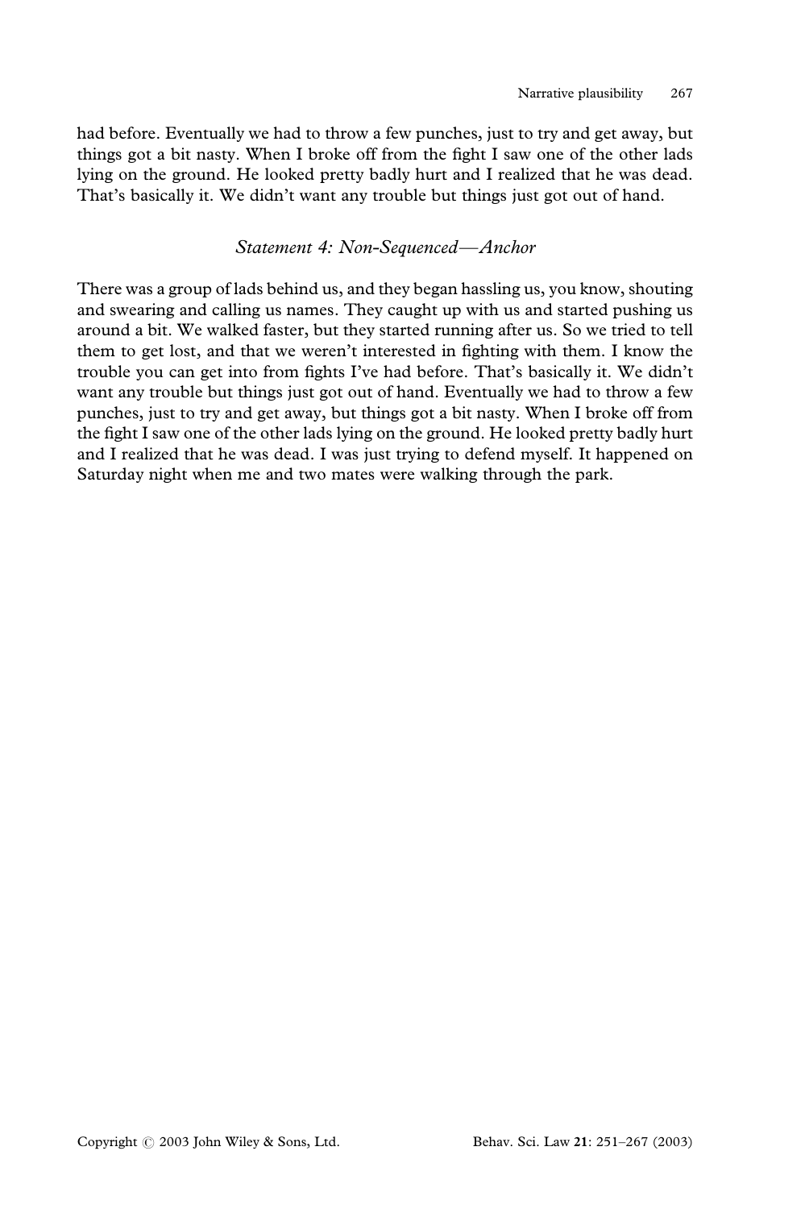had before. Eventually we had to throw a few punches, just to try and get away, but things got a bit nasty. When I broke off from the fight I saw one of the other lads lying on the ground. He looked pretty badly hurt and I realized that he was dead. That's basically it. We didn't want any trouble but things just got out of hand.

### *Statement 4: Non-Sequenced—Anchor*

There was a group of lads behind us, and they began hassling us, you know, shouting and swearing and calling us names. They caught up with us and started pushing us around a bit. We walked faster, but they started running after us. So we tried to tell them to get lost, and that we weren't interested in fighting with them. I know the trouble you can get into from fights I've had before. That's basically it. We didn't want any trouble but things just got out of hand. Eventually we had to throw a few punches, just to try and get away, but things got a bit nasty. When I broke off from the fight I saw one of the other lads lying on the ground. He looked pretty badly hurt and I realized that he was dead. I was just trying to defend myself. It happened on Saturday night when me and two mates were walking through the park.